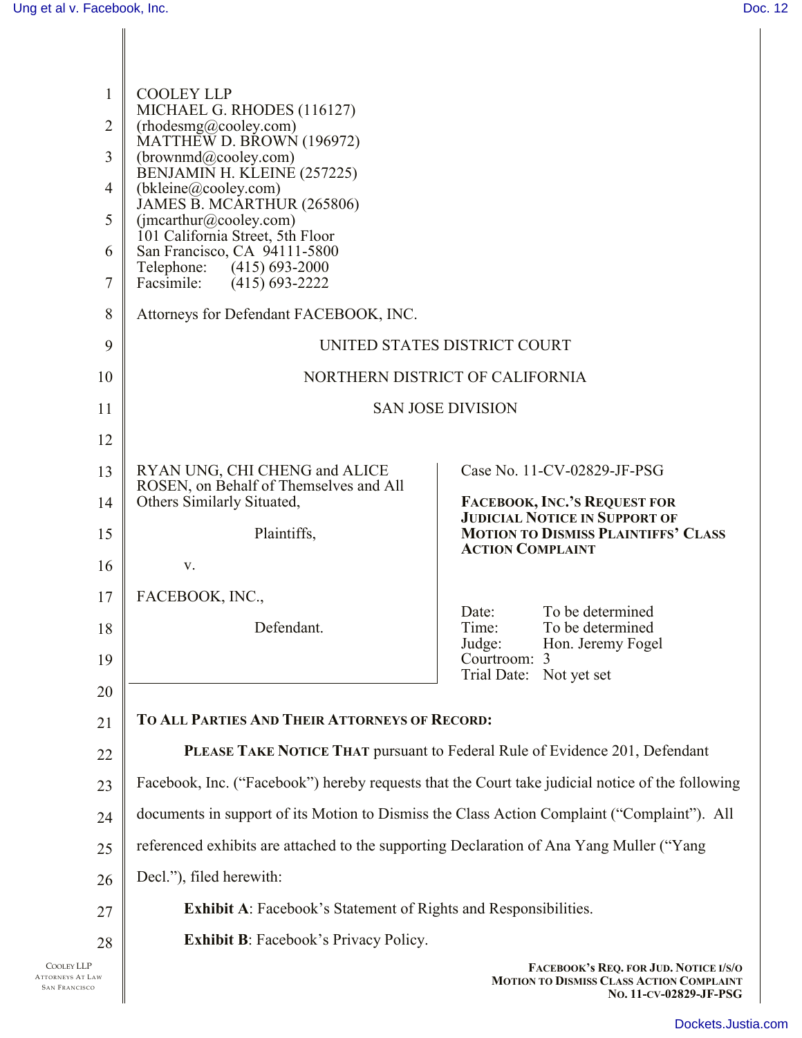COOLEY LLP
MICHAEL G. RHODES (116127)
(rhodesmg@cooley.com)
MATTHEW D. BROWN (196972)
(brownmd@cooley.com)
BENJAMIN H. KLEINE (257225)
(bkleine@cooley.com)
JAMES B. MCARTHUR (265806)
(jmcarthur@cooley.com)
101 California Street, 5th Floor
San Francisco, CA 94111-5800
Telephone: (415) 693-2000
Facsimile: (415) 693-2222

Attorneys for Defendant FACEBOOK, INC.

UNITED STATES DISTRICT COURT

NORTHERN DISTRICT OF CALIFORNIA

SAN JOSE DIVISION

RYAN UNG, CHI CHENG and ALICE ROSEN, on Behalf of Themselves and All Others Similarly Situated,

Plaintiffs,

v.

FACEBOOK, INC.,

Defendant.

Case No. 11-CV-02829-JF-PSG

**FACEBOOK, INC.'S REQUEST FOR JUDICIAL NOTICE IN SUPPORT OF MOTION TO DISMISS PLAINTIFFS' CLASS ACTION COMPLAINT**

Date: To be determined
Time: To be determined
Judge: Hon. Jeremy Fogel
Courtroom: 3
Trial Date: Not yet set

**TO ALL PARTIES AND THEIR ATTORNEYS OF RECORD:**

**PLEASE TAKE NOTICE THAT** pursuant to Federal Rule of Evidence 201, Defendant Facebook, Inc. ("Facebook") hereby requests that the Court take judicial notice of the following documents in support of its Motion to Dismiss the Class Action Complaint ("Complaint"). All referenced exhibits are attached to the supporting Declaration of Ana Yang Muller ("Yang Decl."), filed herewith:

**Exhibit A**: Facebook's Statement of Rights and Responsibilities.

**Exhibit B**: Facebook's Privacy Policy.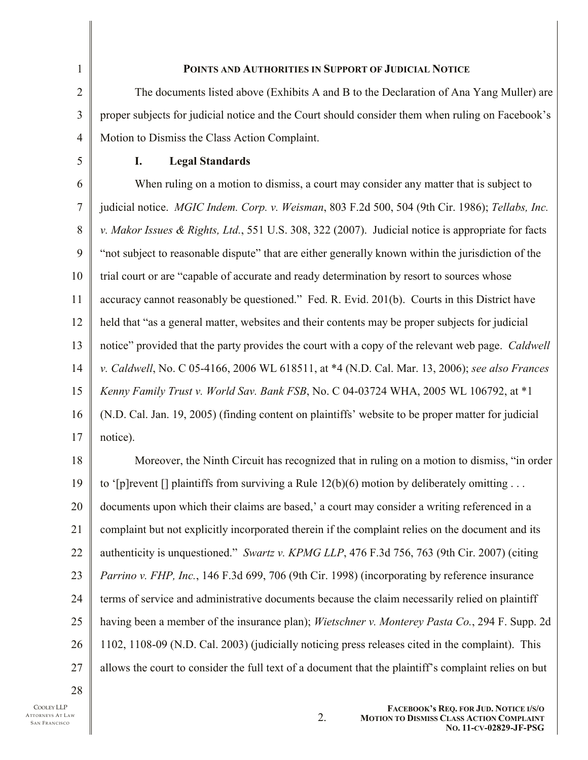**POINTS AND AUTHORITIES IN SUPPORT OF JUDICIAL NOTICE**

The documents listed above (Exhibits A and B to the Declaration of Ana Yang Muller) are proper subjects for judicial notice and the Court should consider them when ruling on Facebook's Motion to Dismiss the Class Action Complaint.

## I. Legal Standards

When ruling on a motion to dismiss, a court may consider any matter that is subject to judicial notice. *MGIC Indem. Corp. v. Weisman*, 803 F.2d 500, 504 (9th Cir. 1986); *Tellabs, Inc. v. Makor Issues & Rights, Ltd.*, 551 U.S. 308, 322 (2007). Judicial notice is appropriate for facts "not subject to reasonable dispute" that are either generally known within the jurisdiction of the trial court or are "capable of accurate and ready determination by resort to sources whose accuracy cannot reasonably be questioned." Fed. R. Evid. 201(b). Courts in this District have held that "as a general matter, websites and their contents may be proper subjects for judicial notice" provided that the party provides the court with a copy of the relevant web page. *Caldwell v. Caldwell*, No. C 05-4166, 2006 WL 618511, at *4 (N.D. Cal. Mar. 13, 2006); *see also Frances Kenny Family Trust v. World Sav. Bank FSB*, No. C 04-03724 WHA, 2005 WL 106792, at *1 (N.D. Cal. Jan. 19, 2005) (finding content on plaintiffs' website to be proper matter for judicial notice).

Moreover, the Ninth Circuit has recognized that in ruling on a motion to dismiss, "in order to '[p]revent [] plaintiffs from surviving a Rule 12(b)(6) motion by deliberately omitting . . . documents upon which their claims are based,' a court may consider a writing referenced in a complaint but not explicitly incorporated therein if the complaint relies on the document and its authenticity is unquestioned." *Swartz v. KPMG LLP*, 476 F.3d 756, 763 (9th Cir. 2007) (citing *Parrino v. FHP, Inc.*, 146 F.3d 699, 706 (9th Cir. 1998) (incorporating by reference insurance terms of service and administrative documents because the claim necessarily relied on plaintiff having been a member of the insurance plan); *Wietschner v. Monterey Pasta Co.*, 294 F. Supp. 2d 1102, 1108-09 (N.D. Cal. 2003) (judicially noticing press releases cited in the complaint). This allows the court to consider the full text of a document that the plaintiff's complaint relies on but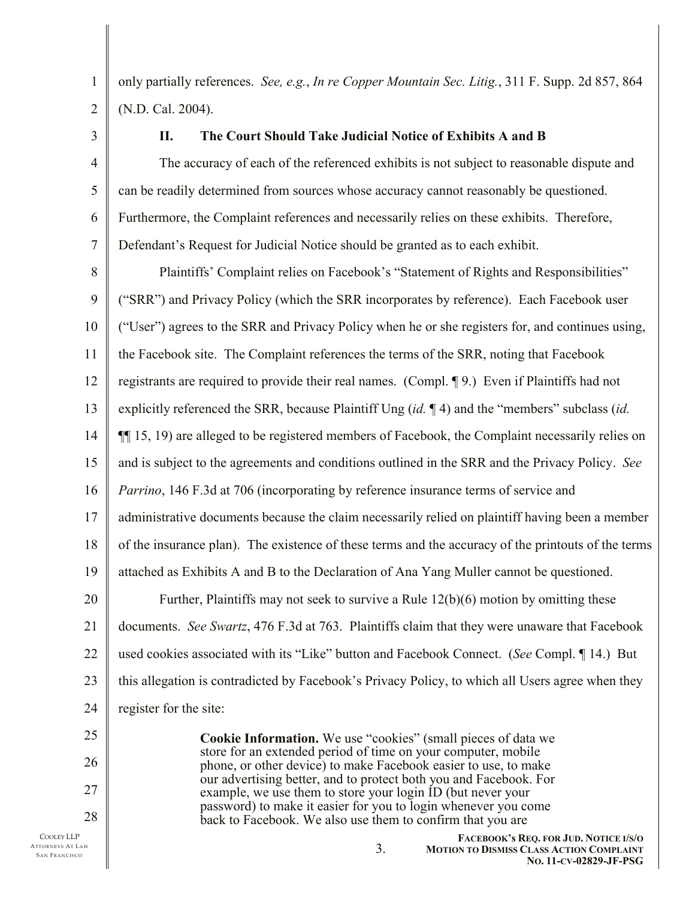only partially references. *See, e.g.*, *In re Copper Mountain Sec. Litig.*, 311 F. Supp. 2d 857, 864 (N.D. Cal. 2004).

## II. The Court Should Take Judicial Notice of Exhibits A and B

The accuracy of each of the referenced exhibits is not subject to reasonable dispute and can be readily determined from sources whose accuracy cannot reasonably be questioned. Furthermore, the Complaint references and necessarily relies on these exhibits. Therefore, Defendant's Request for Judicial Notice should be granted as to each exhibit.

Plaintiffs' Complaint relies on Facebook's "Statement of Rights and Responsibilities" ("SRR") and Privacy Policy (which the SRR incorporates by reference). Each Facebook user ("User") agrees to the SRR and Privacy Policy when he or she registers for, and continues using, the Facebook site. The Complaint references the terms of the SRR, noting that Facebook registrants are required to provide their real names. (Compl. ¶ 9.) Even if Plaintiffs had not explicitly referenced the SRR, because Plaintiff Ung (*id.* ¶ 4) and the "members" subclass (*id.* ¶¶ 15, 19) are alleged to be registered members of Facebook, the Complaint necessarily relies on and is subject to the agreements and conditions outlined in the SRR and the Privacy Policy. *See Parrino*, 146 F.3d at 706 (incorporating by reference insurance terms of service and administrative documents because the claim necessarily relied on plaintiff having been a member of the insurance plan). The existence of these terms and the accuracy of the printouts of the terms attached as Exhibits A and B to the Declaration of Ana Yang Muller cannot be questioned.

Further, Plaintiffs may not seek to survive a Rule 12(b)(6) motion by omitting these documents. *See Swartz*, 476 F.3d at 763. Plaintiffs claim that they were unaware that Facebook used cookies associated with its "Like" button and Facebook Connect. (*See* Compl. ¶ 14.) But this allegation is contradicted by Facebook's Privacy Policy, to which all Users agree when they register for the site:

> **Cookie Information.** We use "cookies" (small pieces of data we store for an extended period of time on your computer, mobile phone, or other device) to make Facebook easier to use, to make our advertising better, and to protect both you and Facebook. For example, we use them to store your login ID (but never your password) to make it easier for you to login whenever you come back to Facebook. We also use them to confirm that you are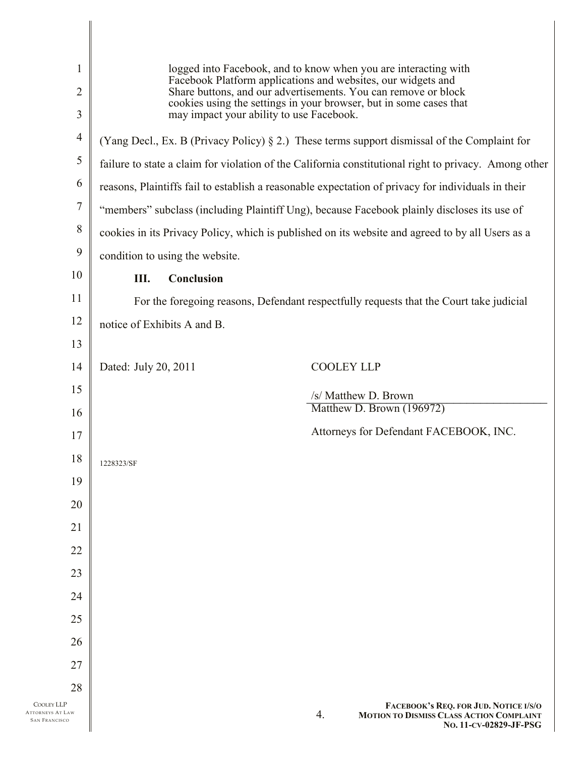> logged into Facebook, and to know when you are interacting with Facebook Platform applications and websites, our widgets and Share buttons, and our advertisements. You can remove or block cookies using the settings in your browser, but in some cases that may impact your ability to use Facebook.

(Yang Decl., Ex. B (Privacy Policy) § 2.) These terms support dismissal of the Complaint for failure to state a claim for violation of the California constitutional right to privacy. Among other reasons, Plaintiffs fail to establish a reasonable expectation of privacy for individuals in their "members" subclass (including Plaintiff Ung), because Facebook plainly discloses its use of cookies in its Privacy Policy, which is published on its website and agreed to by all Users as a condition to using the website.

### III. Conclusion

For the foregoing reasons, Defendant respectfully requests that the Court take judicial notice of Exhibits A and B.

Dated: July 20, 2011

COOLEY LLP

/s/ Matthew D. Brown
Matthew D. Brown (196972)

Attorneys for Defendant FACEBOOK, INC.

1228323/SF